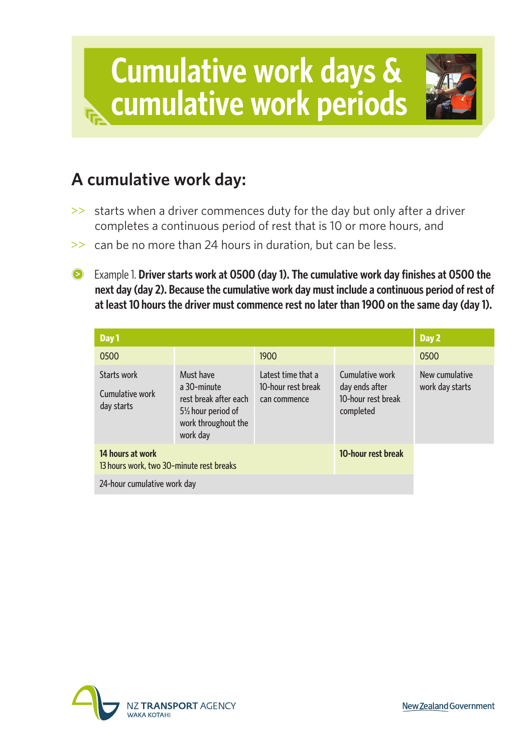# Cumulative work days & cumulative work periods

## A cumulative work day:

- starts when a driver commences duty for the day but only after a driver completes a continuous period of rest that is 10 or more hours, and
- can be no more than 24 hours in duration, but can be less.

Example 1. **Driver starts work at 0500 (day 1). The cumulative work day finishes at 0500 the next day (day 2). Because the cumulative work day must include a continuous period of rest of at least 10 hours the driver must commence rest no later than 1900 on the same day (day 1).**

| **Day 1** | | | | **Day 2** |
|---|---|---|---|---|
| 0500 | | 1900 | | 0500 |
| Starts work<br><br>Cumulative work day starts | Must have a 30-minute rest break after each 5½ hour period of work throughout the work day | Latest time that a 10-hour rest break can commence | Cumulative work day ends after 10-hour rest break completed | New cumulative work day starts |
| **14 hours at work**<br>13 hours work, two 30-minute rest breaks | | | **10-hour rest break** | |
| 24-hour cumulative work day | | | | |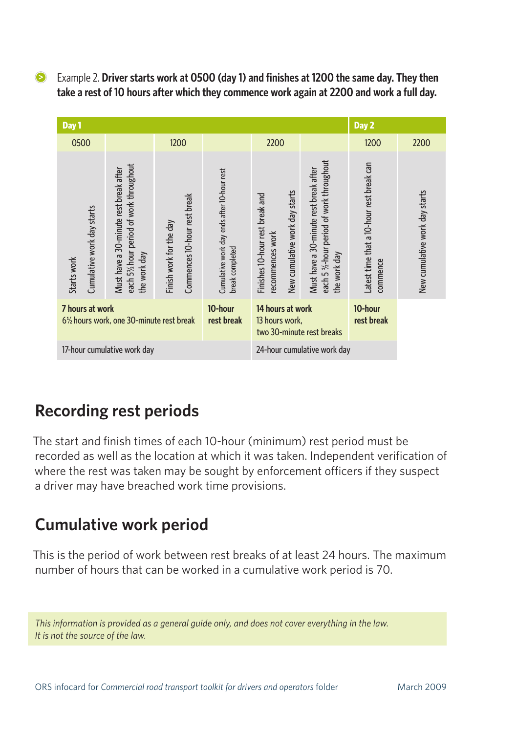Example 2. **Driver starts work at 0500 (day 1) and finishes at 1200 the same day. They then take a rest of 10 hours after which they commence work again at 2200 and work a full day.**

| Day 1 | | | | | | Day 2 | |
|---|---|---|---|---|---|---|---|
| 0500 | | 1200 | | 2200 | | 1200 | 2200 |
| Starts work<br>Cumulative work day starts | Must have a 30-minute rest break after each 5½ hour period of work throughout the work day | Finish work for the day<br>Commences 10-hour rest break | Cumulative work day ends after 10-hour rest break completed | Finishes 10-hour rest break and recommences work<br>New cumulative work day starts | Must have a 30-minute rest break after each 5 ½-hour period of work throughout the work day | Latest time that a 10-hour rest break can commence | New cumulative work day starts |
| **7 hours at work**<br>6½ hours work, one 30-minute rest break | | | **10-hour rest break** | **14 hours at work**<br>13 hours work, two 30-minute rest breaks | | **10-hour rest break** | |
| 17-hour cumulative work day | | | | 24-hour cumulative work day | | | |

## Recording rest periods

The start and finish times of each 10-hour (minimum) rest period must be recorded as well as the location at which it was taken. Independent verification of where the rest was taken may be sought by enforcement officers if they suspect a driver may have breached work time provisions.

## Cumulative work period

This is the period of work between rest breaks of at least 24 hours. The maximum number of hours that can be worked in a cumulative work period is 70.

*This information is provided as a general guide only, and does not cover everything in the law. It is not the source of the law.*

ORS infocard for *Commercial road transport toolkit for drivers and operators* folder March 2009